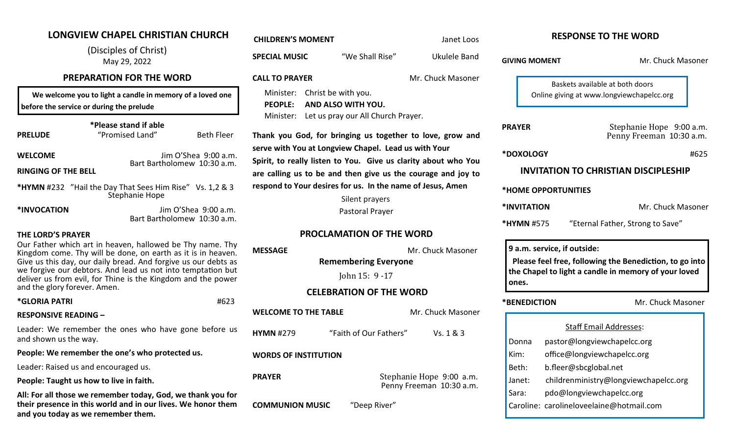# LONGVIEW CHAPEL CHRISTIAN CHURCH

(Disciples of Christ)
May 29, 2022

## PREPARATION FOR THE WORD

**We welcome you to light a candle in memory of a loved one before the service or during the prelude**

**\*Please stand if able**

**PRELUDE** "Promised Land" Beth Fleer

**WELCOME** Jim O'Shea 9:00 a.m.
Bart Bartholomew 10:30 a.m.

**RINGING OF THE BELL**

**\*HYMN** #232 "Hail the Day That Sees Him Rise" Vs. 1,2 & 3
Stephanie Hope

**\*INVOCATION** Jim O'Shea 9:00 a.m.
Bart Bartholomew 10:30 a.m.

**THE LORD'S PRAYER**

Our Father which art in heaven, hallowed be Thy name. Thy Kingdom come. Thy will be done, on earth as it is in heaven. Give us this day, our daily bread. And forgive us our debts as we forgive our debtors. And lead us not into temptation but deliver us from evil, for Thine is the Kingdom and the power and the glory forever. Amen.

**\*GLORIA PATRI** #623

**RESPONSIVE READING –**

Leader: We remember the ones who have gone before us and shown us the way.

**People: We remember the one's who protected us.**

Leader: Raised us and encouraged us.

**People: Taught us how to live in faith.**

**All: For all those we remember today, God, we thank you for their presence in this world and in our lives. We honor them and you today as we remember them.**

**CHILDREN'S MOMENT** Janet Loos

**SPECIAL MUSIC** "We Shall Rise" Ukulele Band

**CALL TO PRAYER** Mr. Chuck Masoner

Minister: Christ be with you.
**PEOPLE: AND ALSO WITH YOU.**
Minister: Let us pray our All Church Prayer.

**Thank you God, for bringing us together to love, grow and serve with You at Longview Chapel. Lead us with Your Spirit, to really listen to You. Give us clarity about who You are calling us to be and then give us the courage and joy to respond to Your desires for us. In the name of Jesus, Amen**

Silent prayers
Pastoral Prayer

## PROCLAMATION OF THE WORD

**MESSAGE** Mr. Chuck Masoner

**Remembering Everyone**

John 15: 9 -17

## CELEBRATION OF THE WORD

**WELCOME TO THE TABLE** Mr. Chuck Masoner

**HYMN** #279 "Faith of Our Fathers" Vs. 1 & 3

**WORDS OF INSTITUTION**

**PRAYER** Stephanie Hope 9:00 a.m.
Penny Freeman 10:30 a.m.

**COMMUNION MUSIC** "Deep River"

## RESPONSE TO THE WORD

**GIVING MOMENT** Mr. Chuck Masoner

Baskets available at both doors
Online giving at www.longviewchapelcc.org

**PRAYER** Stephanie Hope 9:00 a.m.
Penny Freeman 10:30 a.m.

**\*DOXOLOGY** #625

## INVITATION TO CHRISTIAN DISCIPLESHIP

**\*HOME OPPORTUNITIES**

**\*INVITATION** Mr. Chuck Masoner

**\*HYMN** #575 "Eternal Father, Strong to Save"

**9 a.m. service, if outside:**

**Please feel free, following the Benediction, to go into the Chapel to light a candle in memory of your loved ones.**

**\*BENEDICTION** Mr. Chuck Masoner

Staff Email Addresses:

Donna pastor@longviewchapelcc.org
Kim: office@longviewchapelcc.org
Beth: b.fleer@sbcglobal.net
Janet: childrenministry@longviewchapelcc.org
Sara: pdo@longviewchapelcc.org
Caroline: carolineloveelaine@hotmail.com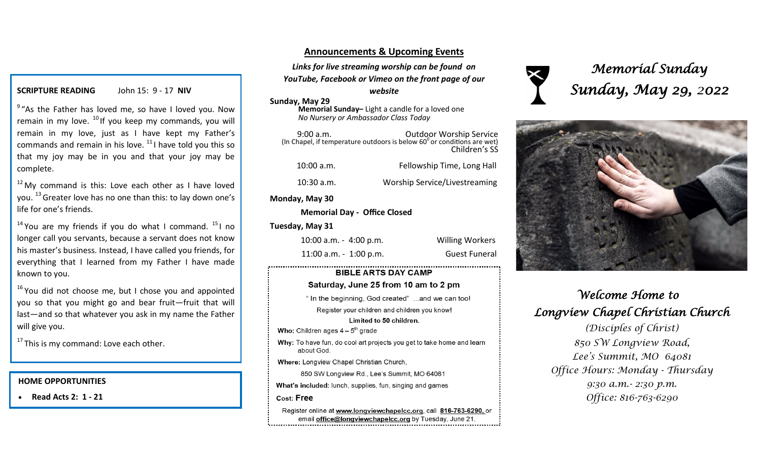**SCRIPTURE READING** John 15: 9 - 17 **NIV**

[9] "As the Father has loved me, so have I loved you. Now remain in my love. [10] If you keep my commands, you will remain in my love, just as I have kept my Father's commands and remain in his love. [11] I have told you this so that my joy may be in you and that your joy may be complete.

[12] My command is this: Love each other as I have loved you. [13] Greater love has no one than this: to lay down one's life for one's friends.

[14] You are my friends if you do what I command. [15] I no longer call you servants, because a servant does not know his master's business. Instead, I have called you friends, for everything that I learned from my Father I have made known to you.

[16] You did not choose me, but I chose you and appointed you so that you might go and bear fruit—fruit that will last—and so that whatever you ask in my name the Father will give you.

[17] This is my command: Love each other.

**HOME OPPORTUNITIES**

- **Read Acts 2: 1 - 21**

## Announcements & Upcoming Events

***Links for live streaming worship can be found on YouTube, Facebook or Vimeo on the front page of our website***

**Sunday, May 29**

**Memorial Sunday**– Light a candle for a loved one
*No Nursery or Ambassador Class Today*

| | |
|---|---|
| 9:00 a.m. | Outdoor Worship Service (In Chapel, if temperature outdoors is below 60° or conditions are wet) Children's SS |
| 10:00 a.m. | Fellowship Time, Long Hall |
| 10:30 a.m. | Worship Service/Livestreaming |

**Monday, May 30**

**Memorial Day - Office Closed**

**Tuesday, May 31**

| | |
|---|---|
| 10:00 a.m. - 4:00 p.m. | Willing Workers |
| 11:00 a.m. - 1:00 p.m. | Guest Funeral |

**BIBLE ARTS DAY CAMP**

**Saturday, June 25 from 10 am to 2 pm**

" In the beginning, God created" ...and we can too!

Register your children and children you know!

**Limited to 50 children.**

**Who:** Children ages 4 – 5th grade

**Why:** To have fun, do cool art projects you get to take home and learn about God.

**Where:** Longview Chapel Christian Church, 850 SW Longview Rd., Lee's Summit, MO 64081

**What's included:** lunch, supplies, fun, singing and games

**Cost: Free**

Register online at **www.longviewchapelcc.org**, call **816-763-6290,** or email **office@longviewchapelcc.org** by Tuesday, June 21.

# *Memorial Sunday*
# *Sunday, May 29, 2022*

## *Welcome Home to Longview Chapel Christian Church*

*(Disciples of Christ)*
*850 SW Longview Road,*
*Lee's Summit, MO 64081*
*Office Hours: Monday - Thursday*
*9:30 a.m.- 2:30 p.m.*
*Office: 816-763-6290*